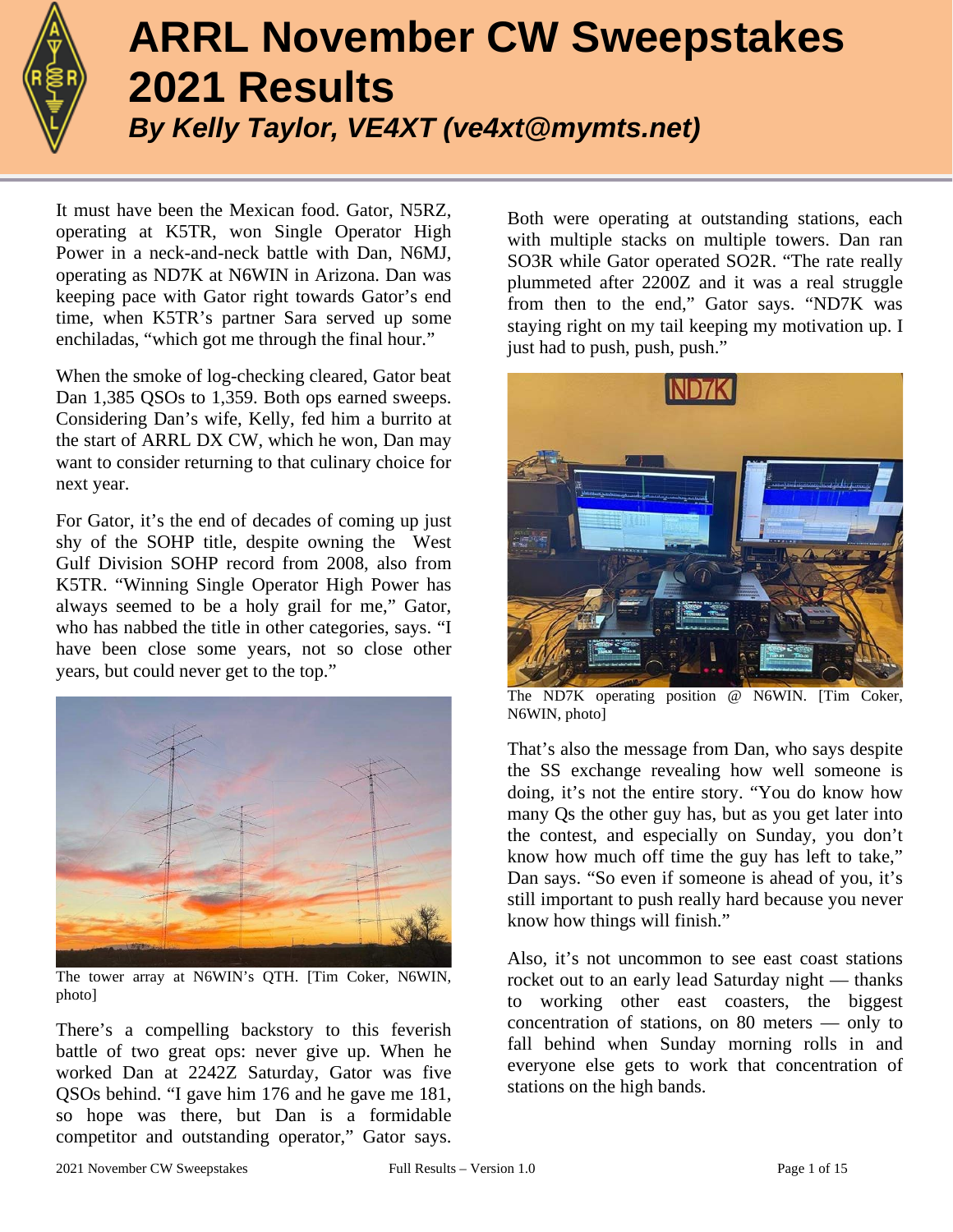# ARRL November CW Sweepstakes 2021 Results

***By Kelly Taylor, VE4XT (ve4xt@mymts.net)***

It must have been the Mexican food. Gator, N5RZ, operating at K5TR, won Single Operator High Power in a neck-and-neck battle with Dan, N6MJ, operating as ND7K at N6WIN in Arizona. Dan was keeping pace with Gator right towards Gator's end time, when K5TR's partner Sara served up some enchiladas, "which got me through the final hour."

When the smoke of log-checking cleared, Gator beat Dan 1,385 QSOs to 1,359. Both ops earned sweeps. Considering Dan's wife, Kelly, fed him a burrito at the start of ARRL DX CW, which he won, Dan may want to consider returning to that culinary choice for next year.

For Gator, it's the end of decades of coming up just shy of the SOHP title, despite owning the West Gulf Division SOHP record from 2008, also from K5TR. "Winning Single Operator High Power has always seemed to be a holy grail for me," Gator, who has nabbed the title in other categories, says. "I have been close some years, not so close other years, but could never get to the top."

The tower array at N6WIN's QTH. [Tim Coker, N6WIN, photo]

There's a compelling backstory to this feverish battle of two great ops: never give up. When he worked Dan at 2242Z Saturday, Gator was five QSOs behind. "I gave him 176 and he gave me 181, so hope was there, but Dan is a formidable competitor and outstanding operator," Gator says. Both were operating at outstanding stations, each with multiple stacks on multiple towers. Dan ran SO3R while Gator operated SO2R. "The rate really plummeted after 2200Z and it was a real struggle from then to the end," Gator says. "ND7K was staying right on my tail keeping my motivation up. I just had to push, push, push."

The ND7K operating position @ N6WIN. [Tim Coker, N6WIN, photo]

That's also the message from Dan, who says despite the SS exchange revealing how well someone is doing, it's not the entire story. "You do know how many Qs the other guy has, but as you get later into the contest, and especially on Sunday, you don't know how much off time the guy has left to take," Dan says. "So even if someone is ahead of you, it's still important to push really hard because you never know how things will finish."

Also, it's not uncommon to see east coast stations rocket out to an early lead Saturday night — thanks to working other east coasters, the biggest concentration of stations, on 80 meters — only to fall behind when Sunday morning rolls in and everyone else gets to work that concentration of stations on the high bands.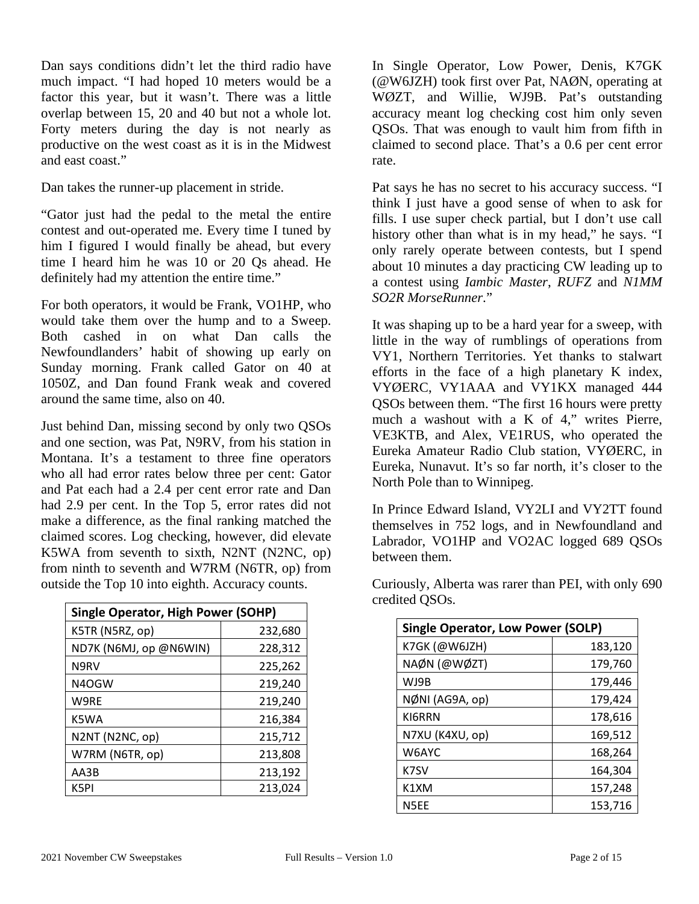Dan says conditions didn't let the third radio have much impact. "I had hoped 10 meters would be a factor this year, but it wasn't. There was a little overlap between 15, 20 and 40 but not a whole lot. Forty meters during the day is not nearly as productive on the west coast as it is in the Midwest and east coast."

Dan takes the runner-up placement in stride.

"Gator just had the pedal to the metal the entire contest and out-operated me. Every time I tuned by him I figured I would finally be ahead, but every time I heard him he was 10 or 20 Qs ahead. He definitely had my attention the entire time."

For both operators, it would be Frank, VO1HP, who would take them over the hump and to a Sweep. Both cashed in on what Dan calls the Newfoundlanders' habit of showing up early on Sunday morning. Frank called Gator on 40 at 1050Z, and Dan found Frank weak and covered around the same time, also on 40.

Just behind Dan, missing second by only two QSOs and one section, was Pat, N9RV, from his station in Montana. It's a testament to three fine operators who all had error rates below three per cent: Gator and Pat each had a 2.4 per cent error rate and Dan had 2.9 per cent. In the Top 5, error rates did not make a difference, as the final ranking matched the claimed scores. Log checking, however, did elevate K5WA from seventh to sixth, N2NT (N2NC, op) from ninth to seventh and W7RM (N6TR, op) from outside the Top 10 into eighth. Accuracy counts.

| Single Operator, High Power (SOHP) | |
|---|---|
| K5TR (N5RZ, op) | 232,680 |
| ND7K (N6MJ, op @N6WIN) | 228,312 |
| N9RV | 225,262 |
| N4OGW | 219,240 |
| W9RE | 219,240 |
| K5WA | 216,384 |
| N2NT (N2NC, op) | 215,712 |
| W7RM (N6TR, op) | 213,808 |
| AA3B | 213,192 |
| K5PI | 213,024 |

In Single Operator, Low Power, Denis, K7GK (@W6JZH) took first over Pat, NAØN, operating at WØZT, and Willie, WJ9B. Pat's outstanding accuracy meant log checking cost him only seven QSOs. That was enough to vault him from fifth in claimed to second place. That's a 0.6 per cent error rate.

Pat says he has no secret to his accuracy success. "I think I just have a good sense of when to ask for fills. I use super check partial, but I don't use call history other than what is in my head," he says. "I only rarely operate between contests, but I spend about 10 minutes a day practicing CW leading up to a contest using *Iambic Master*, *RUFZ* and *N1MM SO2R MorseRunner*."

It was shaping up to be a hard year for a sweep, with little in the way of rumblings of operations from VY1, Northern Territories. Yet thanks to stalwart efforts in the face of a high planetary K index, VYØERC, VY1AAA and VY1KX managed 444 QSOs between them. "The first 16 hours were pretty much a washout with a K of 4," writes Pierre, VE3KTB, and Alex, VE1RUS, who operated the Eureka Amateur Radio Club station, VYØERC, in Eureka, Nunavut. It's so far north, it's closer to the North Pole than to Winnipeg.

In Prince Edward Island, VY2LI and VY2TT found themselves in 752 logs, and in Newfoundland and Labrador, VO1HP and VO2AC logged 689 QSOs between them.

Curiously, Alberta was rarer than PEI, with only 690 credited QSOs.

| Single Operator, Low Power (SOLP) | |
|---|---|
| K7GK (@W6JZH) | 183,120 |
| NAØN (@WØZT) | 179,760 |
| WJ9B | 179,446 |
| NØNI (AG9A, op) | 179,424 |
| KI6RRN | 178,616 |
| N7XU (K4XU, op) | 169,512 |
| W6AYC | 168,264 |
| K7SV | 164,304 |
| K1XM | 157,248 |
| N5EE | 153,716 |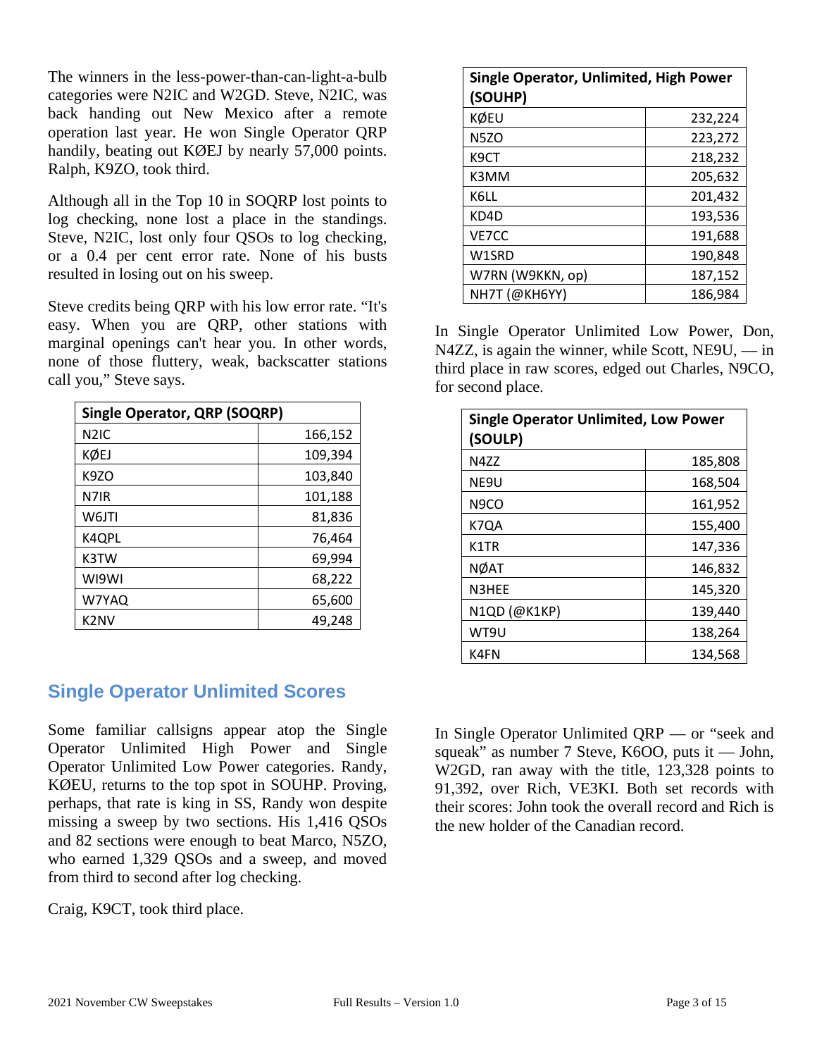The winners in the less-power-than-can-light-a-bulb categories were N2IC and W2GD. Steve, N2IC, was back handing out New Mexico after a remote operation last year. He won Single Operator QRP handily, beating out KØEJ by nearly 57,000 points. Ralph, K9ZO, took third.

Although all in the Top 10 in SOQRP lost points to log checking, none lost a place in the standings. Steve, N2IC, lost only four QSOs to log checking, or a 0.4 per cent error rate. None of his busts resulted in losing out on his sweep.

Steve credits being QRP with his low error rate. "It's easy. When you are QRP, other stations with marginal openings can't hear you. In other words, none of those fluttery, weak, backscatter stations call you," Steve says.

| Single Operator, QRP (SOQRP) | |
|---|---|
| N2IC | 166,152 |
| KØEJ | 109,394 |
| K9ZO | 103,840 |
| N7IR | 101,188 |
| W6JTI | 81,836 |
| K4QPL | 76,464 |
| K3TW | 69,994 |
| WI9WI | 68,222 |
| W7YAQ | 65,600 |
| K2NV | 49,248 |

## Single Operator Unlimited Scores

Some familiar callsigns appear atop the Single Operator Unlimited High Power and Single Operator Unlimited Low Power categories. Randy, KØEU, returns to the top spot in SOUHP. Proving, perhaps, that rate is king in SS, Randy won despite missing a sweep by two sections. His 1,416 QSOs and 82 sections were enough to beat Marco, N5ZO, who earned 1,329 QSOs and a sweep, and moved from third to second after log checking.

Craig, K9CT, took third place.

| Single Operator, Unlimited, High Power (SOUHP) | |
|---|---|
| KØEU | 232,224 |
| N5ZO | 223,272 |
| K9CT | 218,232 |
| K3MM | 205,632 |
| K6LL | 201,432 |
| KD4D | 193,536 |
| VE7CC | 191,688 |
| W1SRD | 190,848 |
| W7RN (W9KKN, op) | 187,152 |
| NH7T (@KH6YY) | 186,984 |

In Single Operator Unlimited Low Power, Don, N4ZZ, is again the winner, while Scott, NE9U, — in third place in raw scores, edged out Charles, N9CO, for second place.

| Single Operator Unlimited, Low Power (SOULP) | |
|---|---|
| N4ZZ | 185,808 |
| NE9U | 168,504 |
| N9CO | 161,952 |
| K7QA | 155,400 |
| K1TR | 147,336 |
| NØAT | 146,832 |
| N3HEE | 145,320 |
| N1QD (@K1KP) | 139,440 |
| WT9U | 138,264 |
| K4FN | 134,568 |

In Single Operator Unlimited QRP — or "seek and squeak" as number 7 Steve, K6OO, puts it — John, W2GD, ran away with the title, 123,328 points to 91,392, over Rich, VE3KI. Both set records with their scores: John took the overall record and Rich is the new holder of the Canadian record.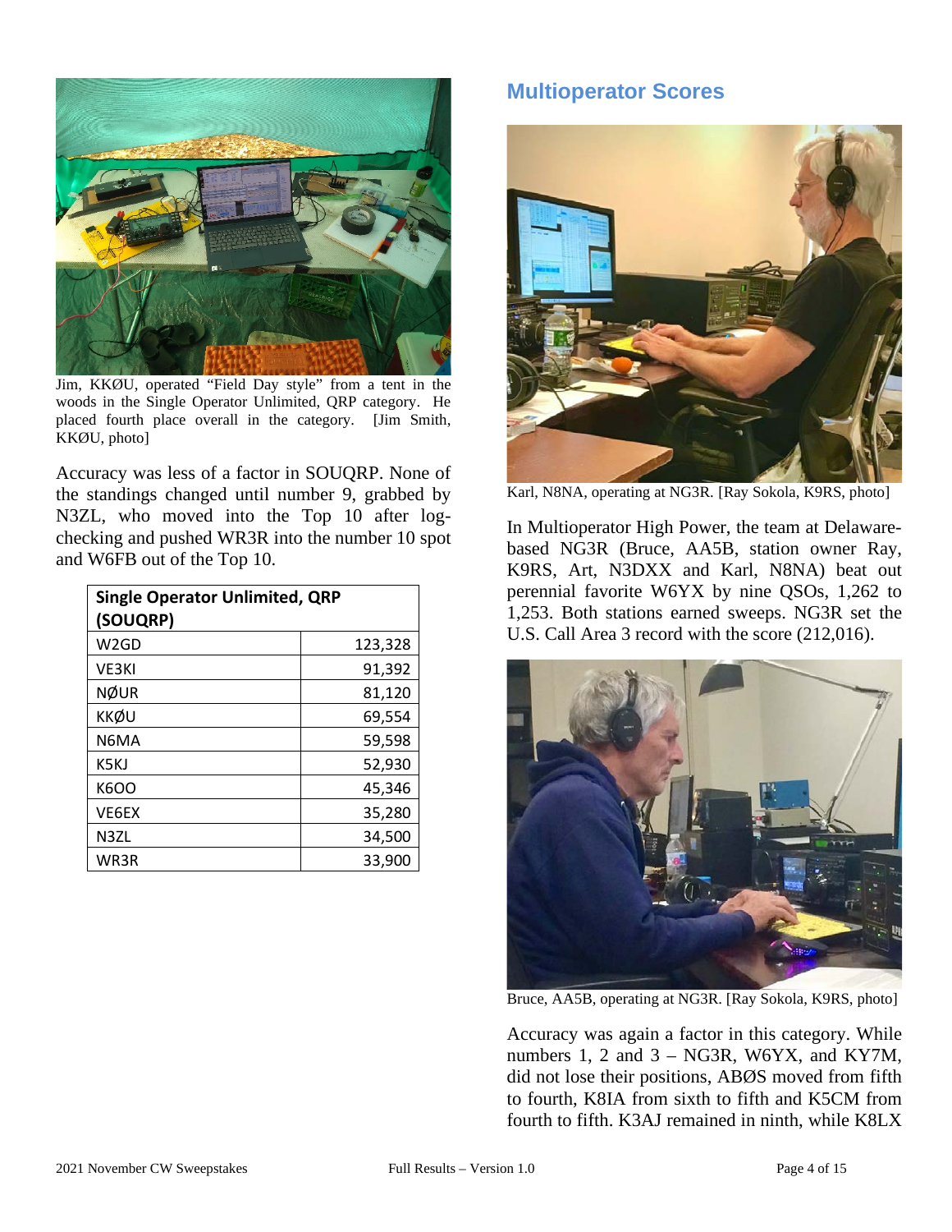Jim, KKØU, operated "Field Day style" from a tent in the woods in the Single Operator Unlimited, QRP category. He placed fourth place overall in the category. [Jim Smith, KKØU, photo]

Accuracy was less of a factor in SOUQRP. None of the standings changed until number 9, grabbed by N3ZL, who moved into the Top 10 after log-checking and pushed WR3R into the number 10 spot and W6FB out of the Top 10.

| Single Operator Unlimited, QRP (SOUQRP) | |
|---|---|
| W2GD | 123,328 |
| VE3KI | 91,392 |
| NØUR | 81,120 |
| KKØU | 69,554 |
| N6MA | 59,598 |
| K5KJ | 52,930 |
| K6OO | 45,346 |
| VE6EX | 35,280 |
| N3ZL | 34,500 |
| WR3R | 33,900 |

## Multioperator Scores

Karl, N8NA, operating at NG3R. [Ray Sokola, K9RS, photo]

In Multioperator High Power, the team at Delaware-based NG3R (Bruce, AA5B, station owner Ray, K9RS, Art, N3DXX and Karl, N8NA) beat out perennial favorite W6YX by nine QSOs, 1,262 to 1,253. Both stations earned sweeps. NG3R set the U.S. Call Area 3 record with the score (212,016).

Bruce, AA5B, operating at NG3R. [Ray Sokola, K9RS, photo]

Accuracy was again a factor in this category. While numbers 1, 2 and 3 – NG3R, W6YX, and KY7M, did not lose their positions, ABØS moved from fifth to fourth, K8IA from sixth to fifth and K5CM from fourth to fifth. K3AJ remained in ninth, while K8LX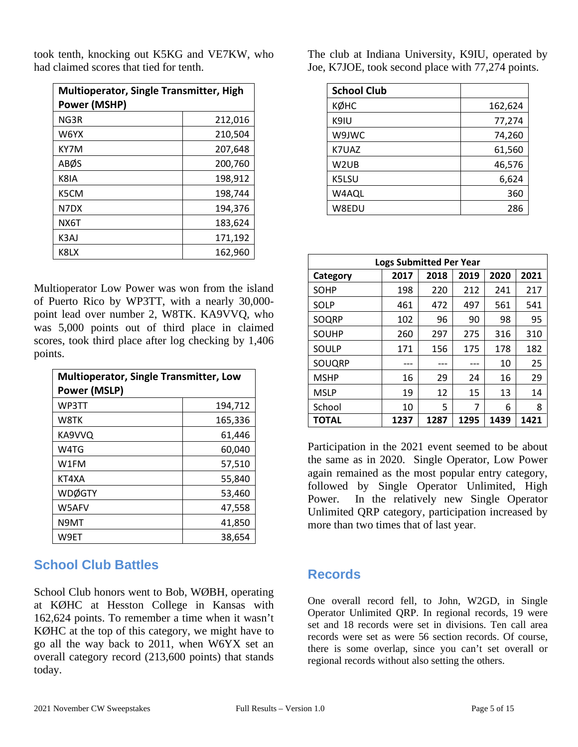took tenth, knocking out K5KG and VE7KW, who had claimed scores that tied for tenth.

| Multioperator, Single Transmitter, High Power (MSHP) | |
|---|---|
| NG3R | 212,016 |
| W6YX | 210,504 |
| KY7M | 207,648 |
| ABØS | 200,760 |
| K8IA | 198,912 |
| K5CM | 198,744 |
| N7DX | 194,376 |
| NX6T | 183,624 |
| K3AJ | 171,192 |
| K8LX | 162,960 |

Multioperator Low Power was won from the island of Puerto Rico by WP3TT, with a nearly 30,000-point lead over number 2, W8TK. KA9VVQ, who was 5,000 points out of third place in claimed scores, took third place after log checking by 1,406 points.

| Multioperator, Single Transmitter, Low Power (MSLP) | |
|---|---|
| WP3TT | 194,712 |
| W8TK | 165,336 |
| KA9VVQ | 61,446 |
| W4TG | 60,040 |
| W1FM | 57,510 |
| KT4XA | 55,840 |
| WDØGTY | 53,460 |
| W5AFV | 47,558 |
| N9MT | 41,850 |
| W9ET | 38,654 |

## School Club Battles

School Club honors went to Bob, WØBH, operating at KØHC at Hesston College in Kansas with 162,624 points. To remember a time when it wasn't KØHC at the top of this category, we might have to go all the way back to 2011, when W6YX set an overall category record (213,600 points) that stands today.

The club at Indiana University, K9IU, operated by Joe, K7JOE, took second place with 77,274 points.

| School Club | |
|---|---|
| KØHC | 162,624 |
| K9IU | 77,274 |
| W9JWC | 74,260 |
| K7UAZ | 61,560 |
| W2UB | 46,576 |
| K5LSU | 6,624 |
| W4AQL | 360 |
| W8EDU | 286 |

| Logs Submitted Per Year | | | | | |
|---|---|---|---|---|---|
| **Category** | **2017** | **2018** | **2019** | **2020** | **2021** |
| SOHP | 198 | 220 | 212 | 241 | 217 |
| SOLP | 461 | 472 | 497 | 561 | 541 |
| SOQRP | 102 | 96 | 90 | 98 | 95 |
| SOUHP | 260 | 297 | 275 | 316 | 310 |
| SOULP | 171 | 156 | 175 | 178 | 182 |
| SOUQRP | --- | --- | --- | 10 | 25 |
| MSHP | 16 | 29 | 24 | 16 | 29 |
| MSLP | 19 | 12 | 15 | 13 | 14 |
| School | 10 | 5 | 7 | 6 | 8 |
| **TOTAL** | **1237** | **1287** | **1295** | **1439** | **1421** |

Participation in the 2021 event seemed to be about the same as in 2020. Single Operator, Low Power again remained as the most popular entry category, followed by Single Operator Unlimited, High Power. In the relatively new Single Operator Unlimited QRP category, participation increased by more than two times that of last year.

## Records

One overall record fell, to John, W2GD, in Single Operator Unlimited QRP. In regional records, 19 were set and 18 records were set in divisions. Ten call area records were set as were 56 section records. Of course, there is some overlap, since you can't set overall or regional records without also setting the others.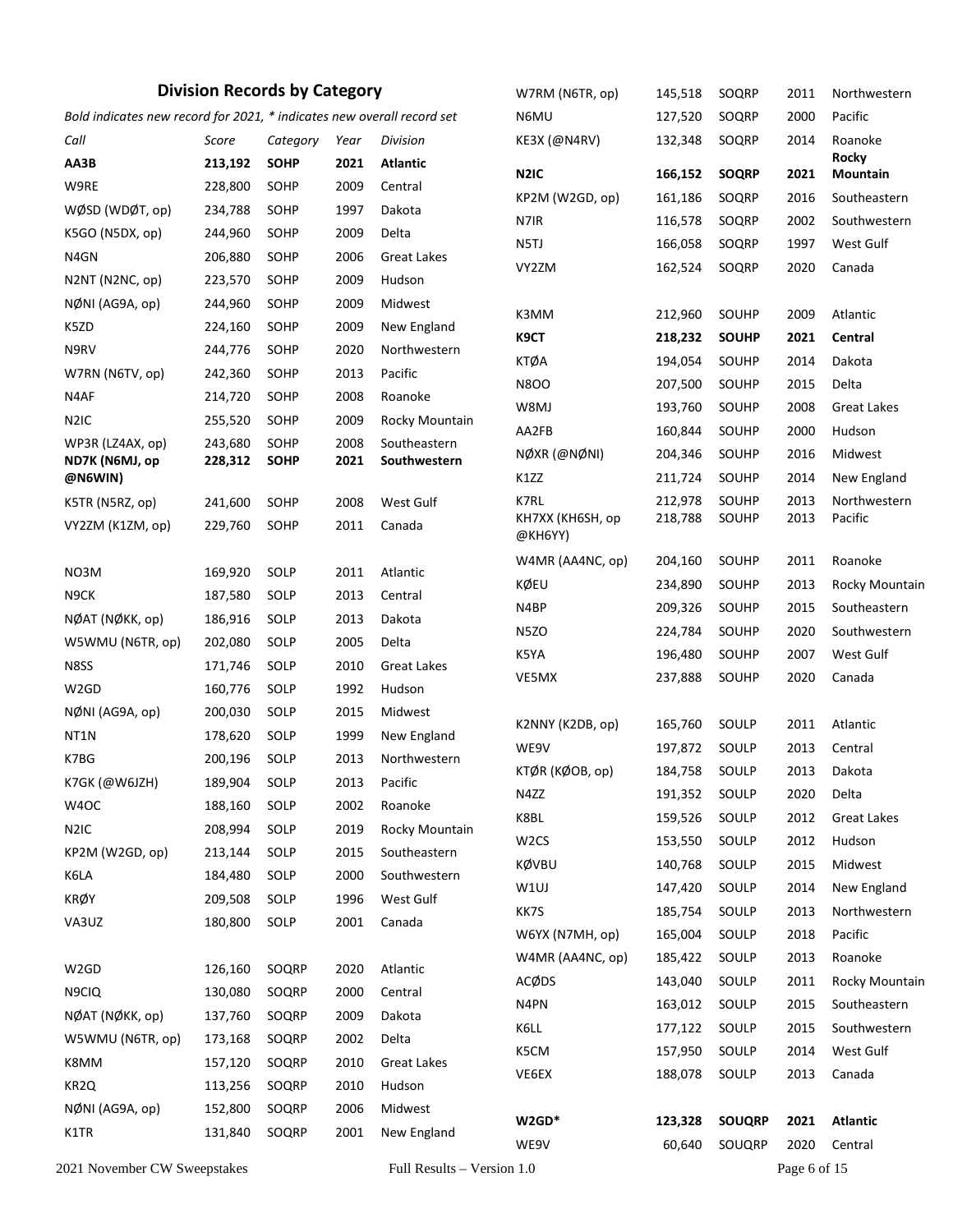## Division Records by Category

*Bold indicates new record for 2021, * indicates new overall record set*

| Call | Score | Category | Year | Division |
|---|---|---|---|---|
| **AA3B** | **213,192** | **SOHP** | **2021** | **Atlantic** |
| W9RE | 228,800 | SOHP | 2009 | Central |
| WØSD (WDØT, op) | 234,788 | SOHP | 1997 | Dakota |
| K5GO (N5DX, op) | 244,960 | SOHP | 2009 | Delta |
| N4GN | 206,880 | SOHP | 2006 | Great Lakes |
| N2NT (N2NC, op) | 223,570 | SOHP | 2009 | Hudson |
| NØNI (AG9A, op) | 244,960 | SOHP | 2009 | Midwest |
| K5ZD | 224,160 | SOHP | 2009 | New England |
| N9RV | 244,776 | SOHP | 2020 | Northwestern |
| W7RN (N6TV, op) | 242,360 | SOHP | 2013 | Pacific |
| N4AF | 214,720 | SOHP | 2008 | Roanoke |
| N2IC | 255,520 | SOHP | 2009 | Rocky Mountain |
| WP3R (LZ4AX, op) | 243,680 | SOHP | 2008 | Southeastern |
| **ND7K (N6MJ, op @N6WIN)** | **228,312** | **SOHP** | **2021** | **Southwestern** |
| K5TR (N5RZ, op) | 241,600 | SOHP | 2008 | West Gulf |
| VY2ZM (K1ZM, op) | 229,760 | SOHP | 2011 | Canada |
| | | | | |
| NO3M | 169,920 | SOLP | 2011 | Atlantic |
| N9CK | 187,580 | SOLP | 2013 | Central |
| NØAT (NØKK, op) | 186,916 | SOLP | 2013 | Dakota |
| W5WMU (N6TR, op) | 202,080 | SOLP | 2005 | Delta |
| N8SS | 171,746 | SOLP | 2010 | Great Lakes |
| W2GD | 160,776 | SOLP | 1992 | Hudson |
| NØNI (AG9A, op) | 200,030 | SOLP | 2015 | Midwest |
| NT1N | 178,620 | SOLP | 1999 | New England |
| K7BG | 200,196 | SOLP | 2013 | Northwestern |
| K7GK (@W6JZH) | 189,904 | SOLP | 2013 | Pacific |
| W4OC | 188,160 | SOLP | 2002 | Roanoke |
| N2IC | 208,994 | SOLP | 2019 | Rocky Mountain |
| KP2M (W2GD, op) | 213,144 | SOLP | 2015 | Southeastern |
| K6LA | 184,480 | SOLP | 2000 | Southwestern |
| KRØY | 209,508 | SOLP | 1996 | West Gulf |
| VA3UZ | 180,800 | SOLP | 2001 | Canada |
| | | | | |
| W2GD | 126,160 | SOQRP | 2020 | Atlantic |
| N9CIQ | 130,080 | SOQRP | 2000 | Central |
| NØAT (NØKK, op) | 137,760 | SOQRP | 2009 | Dakota |
| W5WMU (N6TR, op) | 173,168 | SOQRP | 2002 | Delta |
| K8MM | 157,120 | SOQRP | 2010 | Great Lakes |
| KR2Q | 113,256 | SOQRP | 2010 | Hudson |
| NØNI (AG9A, op) | 152,800 | SOQRP | 2006 | Midwest |
| K1TR | 131,840 | SOQRP | 2001 | New England |
| W7RM (N6TR, op) | 145,518 | SOQRP | 2011 | Northwestern |
| N6MU | 127,520 | SOQRP | 2000 | Pacific |
| KE3X (@N4RV) | 132,348 | SOQRP | 2014 | Roanoke |
| **N2IC** | **166,152** | **SOQRP** | **2021** | **Rocky Mountain** |
| KP2M (W2GD, op) | 161,186 | SOQRP | 2016 | Southeastern |
| N7IR | 116,578 | SOQRP | 2002 | Southwestern |
| N5TJ | 166,058 | SOQRP | 1997 | West Gulf |
| VY2ZM | 162,524 | SOQRP | 2020 | Canada |
| | | | | |
| K3MM | 212,960 | SOUHP | 2009 | Atlantic |
| **K9CT** | **218,232** | **SOUHP** | **2021** | **Central** |
| KTØA | 194,054 | SOUHP | 2014 | Dakota |
| N8OO | 207,500 | SOUHP | 2015 | Delta |
| W8MJ | 193,760 | SOUHP | 2008 | Great Lakes |
| AA2FB | 160,844 | SOUHP | 2000 | Hudson |
| NØXR (@NØNI) | 204,346 | SOUHP | 2016 | Midwest |
| K1ZZ | 211,724 | SOUHP | 2014 | New England |
| K7RL | 212,978 | SOUHP | 2013 | Northwestern |
| KH7XX (KH6SH, op @KH6YY) | 218,788 | SOUHP | 2013 | Pacific |
| W4MR (AA4NC, op) | 204,160 | SOUHP | 2011 | Roanoke |
| KØEU | 234,890 | SOUHP | 2013 | Rocky Mountain |
| N4BP | 209,326 | SOUHP | 2015 | Southeastern |
| N5ZO | 224,784 | SOUHP | 2020 | Southwestern |
| K5YA | 196,480 | SOUHP | 2007 | West Gulf |
| VE5MX | 237,888 | SOUHP | 2020 | Canada |
| | | | | |
| K2NNY (K2DB, op) | 165,760 | SOULP | 2011 | Atlantic |
| WE9V | 197,872 | SOULP | 2013 | Central |
| KTØR (KØOB, op) | 184,758 | SOULP | 2013 | Dakota |
| N4ZZ | 191,352 | SOULP | 2020 | Delta |
| K8BL | 159,526 | SOULP | 2012 | Great Lakes |
| W2CS | 153,550 | SOULP | 2012 | Hudson |
| KØVBU | 140,768 | SOULP | 2015 | Midwest |
| W1UJ | 147,420 | SOULP | 2014 | New England |
| KK7S | 185,754 | SOULP | 2013 | Northwestern |
| W6YX (N7MH, op) | 165,004 | SOULP | 2018 | Pacific |
| W4MR (AA4NC, op) | 185,422 | SOULP | 2013 | Roanoke |
| ACØDS | 143,040 | SOULP | 2011 | Rocky Mountain |
| N4PN | 163,012 | SOULP | 2015 | Southeastern |
| K6LL | 177,122 | SOULP | 2015 | Southwestern |
| K5CM | 157,950 | SOULP | 2014 | West Gulf |
| VE6EX | 188,078 | SOULP | 2013 | Canada |
| | | | | |
| **W2GD*** | **123,328** | **SOUQRP** | **2021** | **Atlantic** |
| WE9V | 60,640 | SOUQRP | 2020 | Central |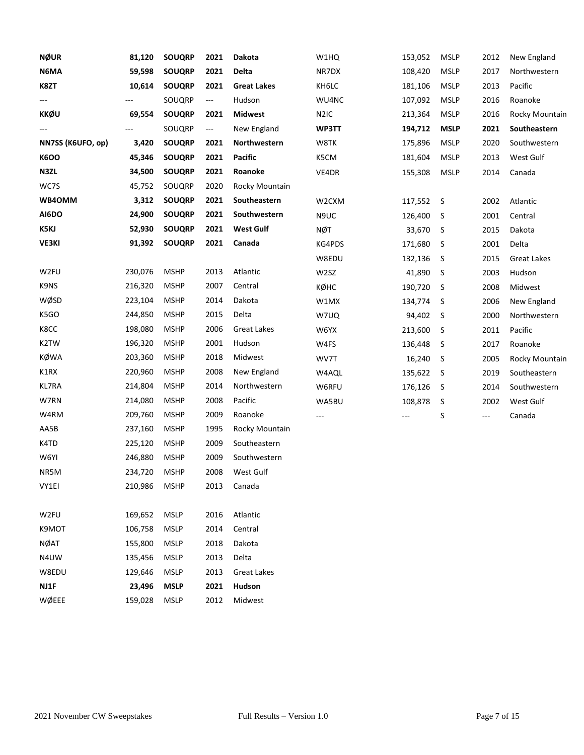| Call | Score | Category | Year | Division |
|---|---|---|---|---|
| **NØUR** | **81,120** | **SOUQRP** | **2021** | **Dakota** |
| **N6MA** | **59,598** | **SOUQRP** | **2021** | **Delta** |
| **K8ZT** | **10,614** | **SOUQRP** | **2021** | **Great Lakes** |
| --- | --- | SOUQRP | --- | Hudson |
| **KKØU** | **69,554** | **SOUQRP** | **2021** | **Midwest** |
| --- | --- | SOUQRP | --- | New England |
| **NN7SS (K6UFO, op)** | **3,420** | **SOUQRP** | **2021** | **Northwestern** |
| **K6OO** | **45,346** | **SOUQRP** | **2021** | **Pacific** |
| **N3ZL** | **34,500** | **SOUQRP** | **2021** | **Roanoke** |
| WC7S | 45,752 | SOUQRP | 2020 | Rocky Mountain |
| **WB4OMM** | **3,312** | **SOUQRP** | **2021** | **Southeastern** |
| **AI6DO** | **24,900** | **SOUQRP** | **2021** | **Southwestern** |
| **K5KJ** | **52,930** | **SOUQRP** | **2021** | **West Gulf** |
| **VE3KI** | **91,392** | **SOUQRP** | **2021** | **Canada** |
| | | | | |
| W2FU | 230,076 | MSHP | 2013 | Atlantic |
| K9NS | 216,320 | MSHP | 2007 | Central |
| WØSD | 223,104 | MSHP | 2014 | Dakota |
| K5GO | 244,850 | MSHP | 2015 | Delta |
| K8CC | 198,080 | MSHP | 2006 | Great Lakes |
| K2TW | 196,320 | MSHP | 2001 | Hudson |
| KØWA | 203,360 | MSHP | 2018 | Midwest |
| K1RX | 220,960 | MSHP | 2008 | New England |
| KL7RA | 214,804 | MSHP | 2014 | Northwestern |
| W7RN | 214,080 | MSHP | 2008 | Pacific |
| W4RM | 209,760 | MSHP | 2009 | Roanoke |
| AA5B | 237,160 | MSHP | 1995 | Rocky Mountain |
| K4TD | 225,120 | MSHP | 2009 | Southeastern |
| W6YI | 246,880 | MSHP | 2009 | Southwestern |
| NR5M | 234,720 | MSHP | 2008 | West Gulf |
| VY1EI | 210,986 | MSHP | 2013 | Canada |
| | | | | |
| W2FU | 169,652 | MSLP | 2016 | Atlantic |
| K9MOT | 106,758 | MSLP | 2014 | Central |
| NØAT | 155,800 | MSLP | 2018 | Dakota |
| N4UW | 135,456 | MSLP | 2013 | Delta |
| W8EDU | 129,646 | MSLP | 2013 | Great Lakes |
| **NJ1F** | **23,496** | **MSLP** | **2021** | **Hudson** |
| WØEEE | 159,028 | MSLP | 2012 | Midwest |
| W1HQ | 153,052 | MSLP | 2012 | New England |
| NR7DX | 108,420 | MSLP | 2017 | Northwestern |
| KH6LC | 181,106 | MSLP | 2013 | Pacific |
| WU4NC | 107,092 | MSLP | 2016 | Roanoke |
| N2IC | 213,364 | MSLP | 2016 | Rocky Mountain |
| **WP3TT** | **194,712** | **MSLP** | **2021** | **Southeastern** |
| W8TK | 175,896 | MSLP | 2020 | Southwestern |
| K5CM | 181,604 | MSLP | 2013 | West Gulf |
| VE4DR | 155,308 | MSLP | 2014 | Canada |
| | | | | |
| W2CXM | 117,552 | S | 2002 | Atlantic |
| N9UC | 126,400 | S | 2001 | Central |
| NØT | 33,670 | S | 2015 | Dakota |
| KG4PDS | 171,680 | S | 2001 | Delta |
| W8EDU | 132,136 | S | 2015 | Great Lakes |
| W2SZ | 41,890 | S | 2003 | Hudson |
| KØHC | 190,720 | S | 2008 | Midwest |
| W1MX | 134,774 | S | 2006 | New England |
| W7UQ | 94,402 | S | 2000 | Northwestern |
| W6YX | 213,600 | S | 2011 | Pacific |
| W4FS | 136,448 | S | 2017 | Roanoke |
| WV7T | 16,240 | S | 2005 | Rocky Mountain |
| W4AQL | 135,622 | S | 2019 | Southeastern |
| W6RFU | 176,126 | S | 2014 | Southwestern |
| WA5BU | 108,878 | S | 2002 | West Gulf |
| --- | --- | S | --- | Canada |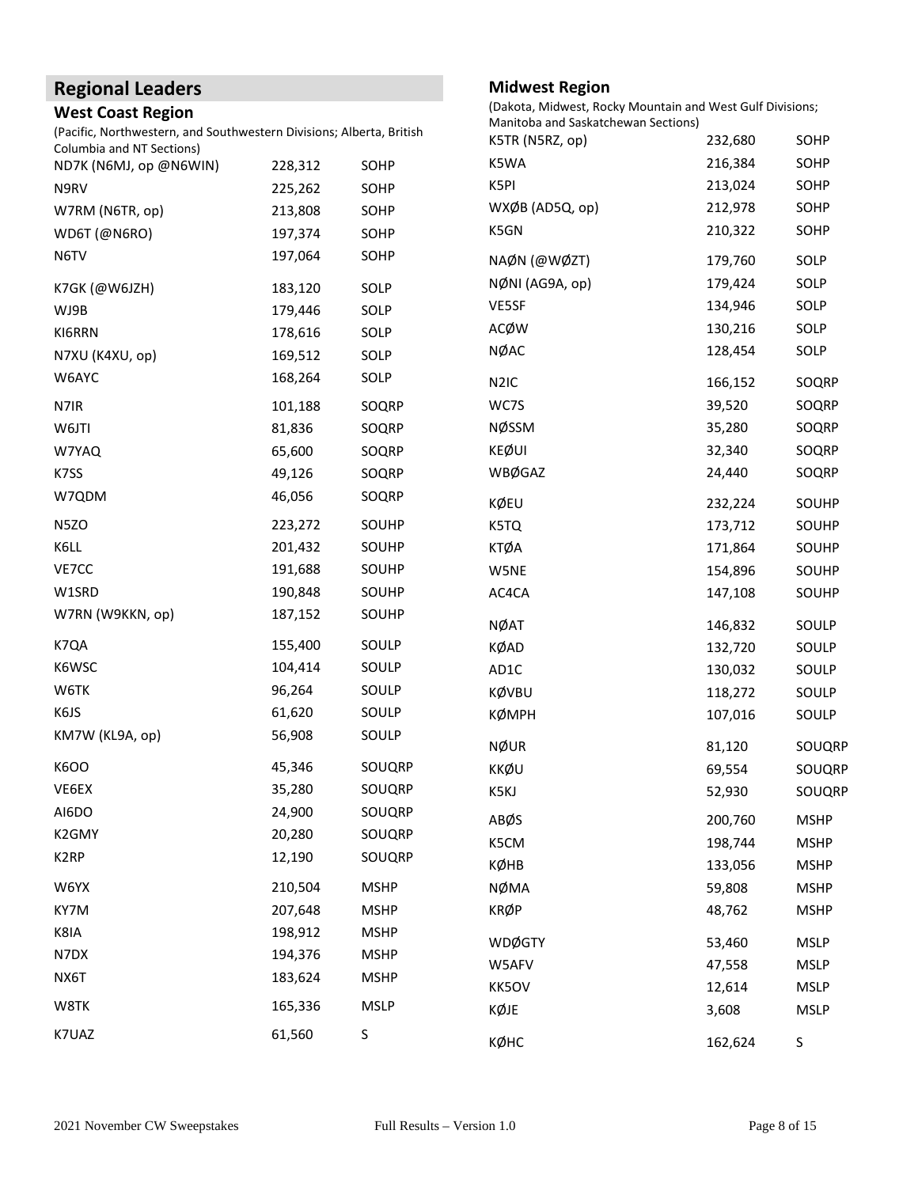## Regional Leaders

### West Coast Region

(Pacific, Northwestern, and Southwestern Divisions; Alberta, British Columbia and NT Sections)

| Call | Score | Class |
|---|---|---|
| ND7K (N6MJ, op @N6WIN) | 228,312 | SOHP |
| N9RV | 225,262 | SOHP |
| W7RM (N6TR, op) | 213,808 | SOHP |
| WD6T (@N6RO) | 197,374 | SOHP |
| N6TV | 197,064 | SOHP |
| K7GK (@W6JZH) | 183,120 | SOLP |
| WJ9B | 179,446 | SOLP |
| KI6RRN | 178,616 | SOLP |
| N7XU (K4XU, op) | 169,512 | SOLP |
| W6AYC | 168,264 | SOLP |
| N7IR | 101,188 | SOQRP |
| W6JTI | 81,836 | SOQRP |
| W7YAQ | 65,600 | SOQRP |
| K7SS | 49,126 | SOQRP |
| W7QDM | 46,056 | SOQRP |
| N5ZO | 223,272 | SOUHP |
| K6LL | 201,432 | SOUHP |
| VE7CC | 191,688 | SOUHP |
| W1SRD | 190,848 | SOUHP |
| W7RN (W9KKN, op) | 187,152 | SOUHP |
| K7QA | 155,400 | SOULP |
| K6WSC | 104,414 | SOULP |
| W6TK | 96,264 | SOULP |
| K6JS | 61,620 | SOULP |
| KM7W (KL9A, op) | 56,908 | SOULP |
| K6OO | 45,346 | SOUQRP |
| VE6EX | 35,280 | SOUQRP |
| AI6DO | 24,900 | SOUQRP |
| K2GMY | 20,280 | SOUQRP |
| K2RP | 12,190 | SOUQRP |
| W6YX | 210,504 | MSHP |
| KY7M | 207,648 | MSHP |
| K8IA | 198,912 | MSHP |
| N7DX | 194,376 | MSHP |
| NX6T | 183,624 | MSHP |
| W8TK | 165,336 | MSLP |
| K7UAZ | 61,560 | S |

### Midwest Region

(Dakota, Midwest, Rocky Mountain and West Gulf Divisions; Manitoba and Saskatchewan Sections)

| Call | Score | Class |
|---|---|---|
| K5TR (N5RZ, op) | 232,680 | SOHP |
| K5WA | 216,384 | SOHP |
| K5PI | 213,024 | SOHP |
| WXØB (AD5Q, op) | 212,978 | SOHP |
| K5GN | 210,322 | SOHP |
| NAØN (@WØZT) | 179,760 | SOLP |
| NØNI (AG9A, op) | 179,424 | SOLP |
| VE5SF | 134,946 | SOLP |
| ACØW | 130,216 | SOLP |
| NØAC | 128,454 | SOLP |
| N2IC | 166,152 | SOQRP |
| WC7S | 39,520 | SOQRP |
| NØSSM | 35,280 | SOQRP |
| KEØUI | 32,340 | SOQRP |
| WBØGAZ | 24,440 | SOQRP |
| KØEU | 232,224 | SOUHP |
| K5TQ | 173,712 | SOUHP |
| KTØA | 171,864 | SOUHP |
| W5NE | 154,896 | SOUHP |
| AC4CA | 147,108 | SOUHP |
| NØAT | 146,832 | SOULP |
| KØAD | 132,720 | SOULP |
| AD1C | 130,032 | SOULP |
| KØVBU | 118,272 | SOULP |
| KØMPH | 107,016 | SOULP |
| NØUR | 81,120 | SOUQRP |
| KKØU | 69,554 | SOUQRP |
| K5KJ | 52,930 | SOUQRP |
| ABØS | 200,760 | MSHP |
| K5CM | 198,744 | MSHP |
| KØHB | 133,056 | MSHP |
| NØMA | 59,808 | MSHP |
| KRØP | 48,762 | MSHP |
| WDØGTY | 53,460 | MSLP |
| W5AFV | 47,558 | MSLP |
| KK5OV | 12,614 | MSLP |
| KØJE | 3,608 | MSLP |
| KØHC | 162,624 | S |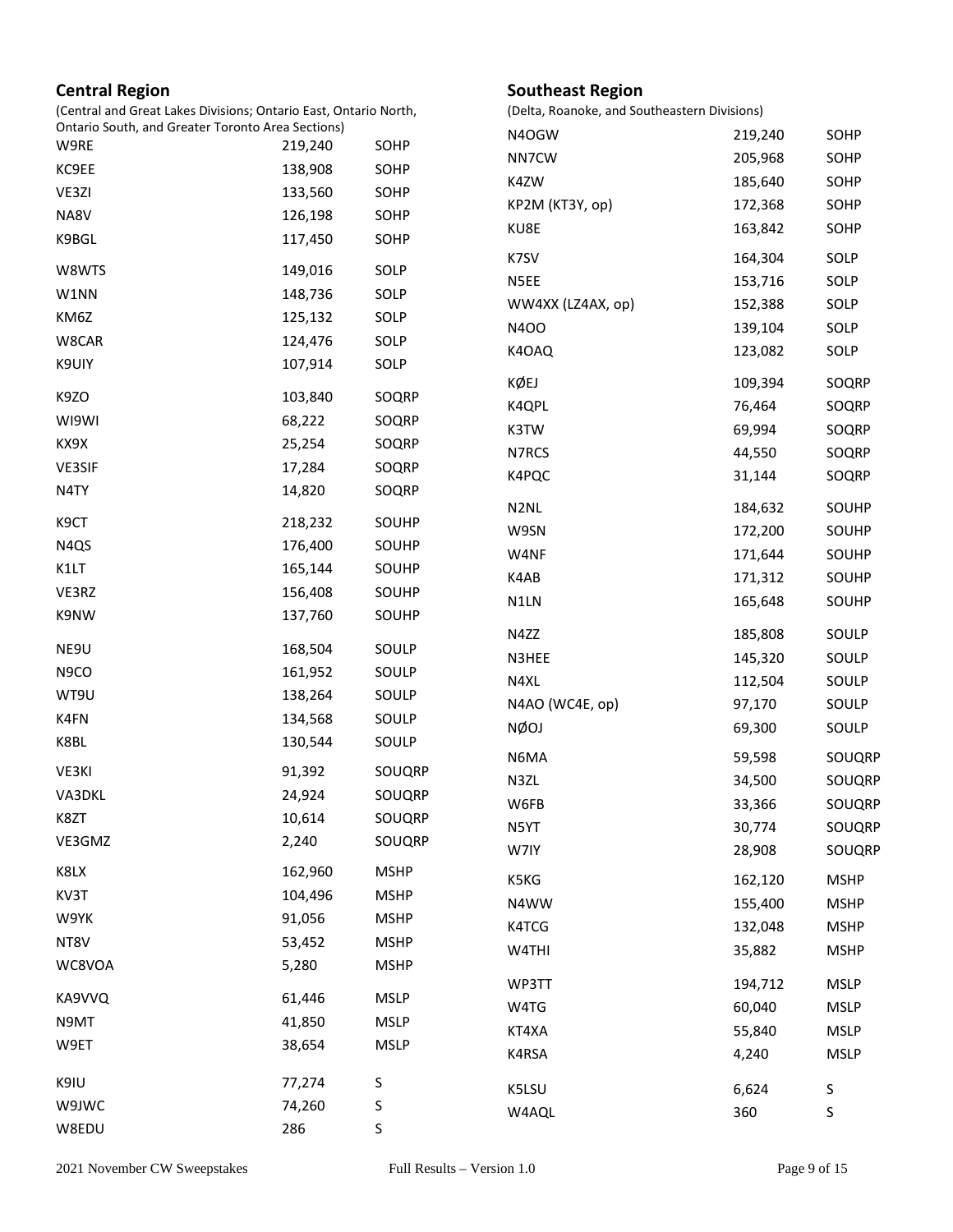## Central Region

(Central and Great Lakes Divisions; Ontario East, Ontario North, Ontario South, and Greater Toronto Area Sections)

| Call | Score | Class |
|---|---|---|
| W9RE | 219,240 | SOHP |
| KC9EE | 138,908 | SOHP |
| VE3ZI | 133,560 | SOHP |
| NA8V | 126,198 | SOHP |
| K9BGL | 117,450 | SOHP |
| W8WTS | 149,016 | SOLP |
| W1NN | 148,736 | SOLP |
| KM6Z | 125,132 | SOLP |
| W8CAR | 124,476 | SOLP |
| K9UIY | 107,914 | SOLP |
| K9ZO | 103,840 | SOQRP |
| WI9WI | 68,222 | SOQRP |
| KX9X | 25,254 | SOQRP |
| VE3SIF | 17,284 | SOQRP |
| N4TY | 14,820 | SOQRP |
| K9CT | 218,232 | SOUHP |
| N4QS | 176,400 | SOUHP |
| K1LT | 165,144 | SOUHP |
| VE3RZ | 156,408 | SOUHP |
| K9NW | 137,760 | SOUHP |
| NE9U | 168,504 | SOULP |
| N9CO | 161,952 | SOULP |
| WT9U | 138,264 | SOULP |
| K4FN | 134,568 | SOULP |
| K8BL | 130,544 | SOULP |
| VE3KI | 91,392 | SOUQRP |
| VA3DKL | 24,924 | SOUQRP |
| K8ZT | 10,614 | SOUQRP |
| VE3GMZ | 2,240 | SOUQRP |
| K8LX | 162,960 | MSHP |
| KV3T | 104,496 | MSHP |
| W9YK | 91,056 | MSHP |
| NT8V | 53,452 | MSHP |
| WC8VOA | 5,280 | MSHP |
| KA9VVQ | 61,446 | MSLP |
| N9MT | 41,850 | MSLP |
| W9ET | 38,654 | MSLP |
| K9IU | 77,274 | S |
| W9JWC | 74,260 | S |
| W8EDU | 286 | S |

## Southeast Region

(Delta, Roanoke, and Southeastern Divisions)

| Call | Score | Class |
|---|---|---|
| N4OGW | 219,240 | SOHP |
| NN7CW | 205,968 | SOHP |
| K4ZW | 185,640 | SOHP |
| KP2M (KT3Y, op) | 172,368 | SOHP |
| KU8E | 163,842 | SOHP |
| K7SV | 164,304 | SOLP |
| N5EE | 153,716 | SOLP |
| WW4XX (LZ4AX, op) | 152,388 | SOLP |
| N4OO | 139,104 | SOLP |
| K4OAQ | 123,082 | SOLP |
| KØEJ | 109,394 | SOQRP |
| K4QPL | 76,464 | SOQRP |
| K3TW | 69,994 | SOQRP |
| N7RCS | 44,550 | SOQRP |
| K4PQC | 31,144 | SOQRP |
| N2NL | 184,632 | SOUHP |
| W9SN | 172,200 | SOUHP |
| W4NF | 171,644 | SOUHP |
| K4AB | 171,312 | SOUHP |
| N1LN | 165,648 | SOUHP |
| N4ZZ | 185,808 | SOULP |
| N3HEE | 145,320 | SOULP |
| N4XL | 112,504 | SOULP |
| N4AO (WC4E, op) | 97,170 | SOULP |
| NØOJ | 69,300 | SOULP |
| N6MA | 59,598 | SOUQRP |
| N3ZL | 34,500 | SOUQRP |
| W6FB | 33,366 | SOUQRP |
| N5YT | 30,774 | SOUQRP |
| W7IY | 28,908 | SOUQRP |
| K5KG | 162,120 | MSHP |
| N4WW | 155,400 | MSHP |
| K4TCG | 132,048 | MSHP |
| W4THI | 35,882 | MSHP |
| WP3TT | 194,712 | MSLP |
| W4TG | 60,040 | MSLP |
| KT4XA | 55,840 | MSLP |
| K4RSA | 4,240 | MSLP |
| K5LSU | 6,624 | S |
| W4AQL | 360 | S |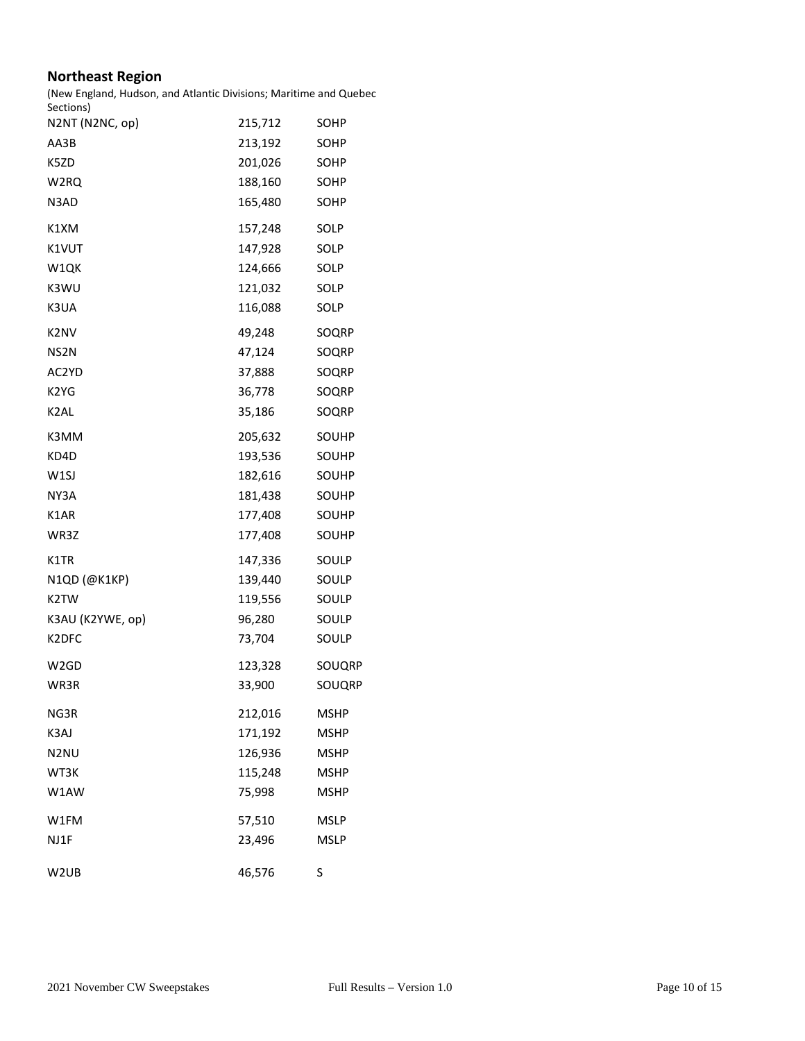## Northeast Region

(New England, Hudson, and Atlantic Divisions; Maritime and Quebec Sections)

| | | |
|---|---|---|
| N2NT (N2NC, op) | 215,712 | SOHP |
| AA3B | 213,192 | SOHP |
| K5ZD | 201,026 | SOHP |
| W2RQ | 188,160 | SOHP |
| N3AD | 165,480 | SOHP |
| K1XM | 157,248 | SOLP |
| K1VUT | 147,928 | SOLP |
| W1QK | 124,666 | SOLP |
| K3WU | 121,032 | SOLP |
| K3UA | 116,088 | SOLP |
| K2NV | 49,248 | SOQRP |
| NS2N | 47,124 | SOQRP |
| AC2YD | 37,888 | SOQRP |
| K2YG | 36,778 | SOQRP |
| K2AL | 35,186 | SOQRP |
| K3MM | 205,632 | SOUHP |
| KD4D | 193,536 | SOUHP |
| W1SJ | 182,616 | SOUHP |
| NY3A | 181,438 | SOUHP |
| K1AR | 177,408 | SOUHP |
| WR3Z | 177,408 | SOUHP |
| K1TR | 147,336 | SOULP |
| N1QD (@K1KP) | 139,440 | SOULP |
| K2TW | 119,556 | SOULP |
| K3AU (K2YWE, op) | 96,280 | SOULP |
| K2DFC | 73,704 | SOULP |
| W2GD | 123,328 | SOUQRP |
| WR3R | 33,900 | SOUQRP |
| NG3R | 212,016 | MSHP |
| K3AJ | 171,192 | MSHP |
| N2NU | 126,936 | MSHP |
| WT3K | 115,248 | MSHP |
| W1AW | 75,998 | MSHP |
| W1FM | 57,510 | MSLP |
| NJ1F | 23,496 | MSLP |
| W2UB | 46,576 | S |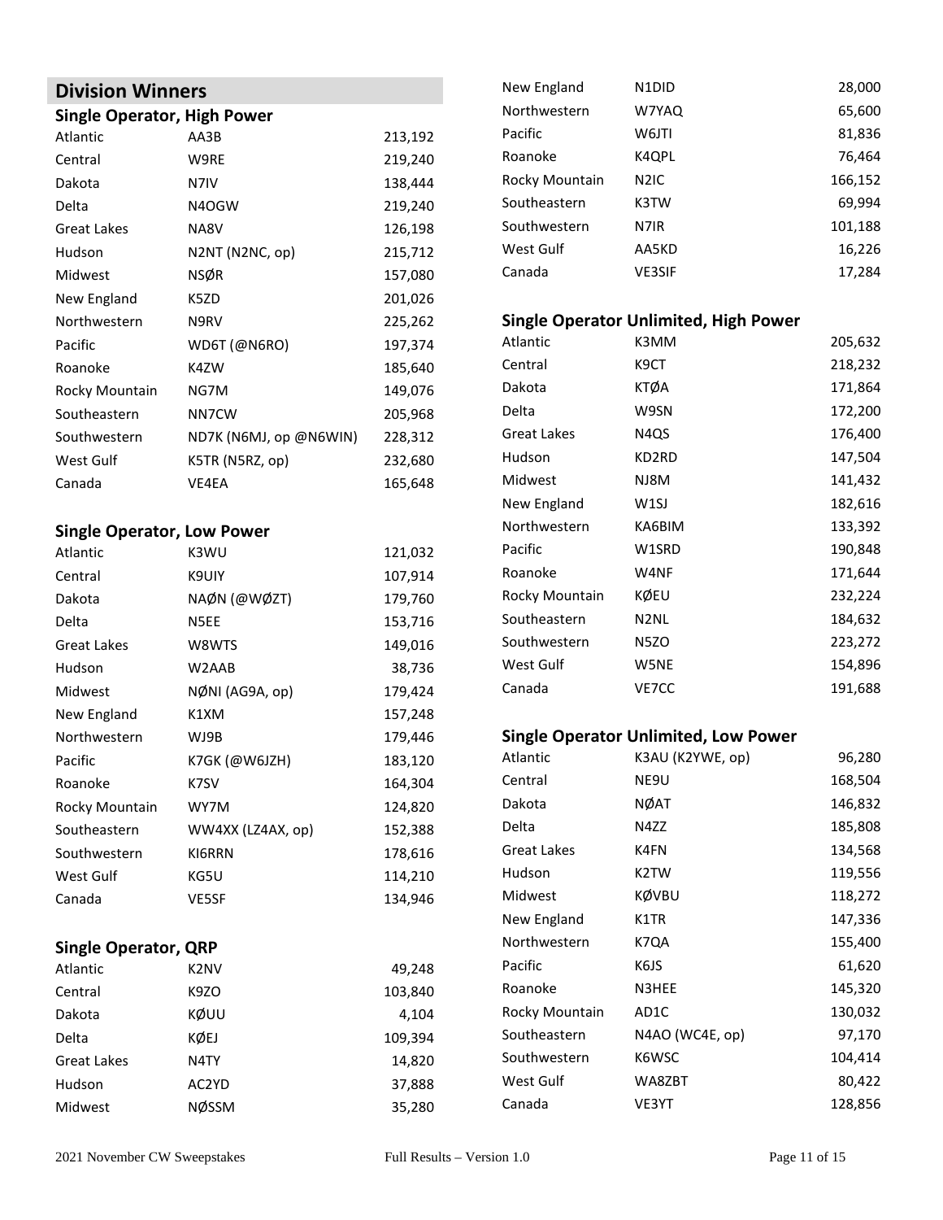## Division Winners

### Single Operator, High Power

| | | |
|---|---|---|
| Atlantic | AA3B | 213,192 |
| Central | W9RE | 219,240 |
| Dakota | N7IV | 138,444 |
| Delta | N4OGW | 219,240 |
| Great Lakes | NA8V | 126,198 |
| Hudson | N2NT (N2NC, op) | 215,712 |
| Midwest | NSØR | 157,080 |
| New England | K5ZD | 201,026 |
| Northwestern | N9RV | 225,262 |
| Pacific | WD6T (@N6RO) | 197,374 |
| Roanoke | K4ZW | 185,640 |
| Rocky Mountain | NG7M | 149,076 |
| Southeastern | NN7CW | 205,968 |
| Southwestern | ND7K (N6MJ, op @N6WIN) | 228,312 |
| West Gulf | K5TR (N5RZ, op) | 232,680 |
| Canada | VE4EA | 165,648 |

### Single Operator, Low Power

| | | |
|---|---|---|
| Atlantic | K3WU | 121,032 |
| Central | K9UIY | 107,914 |
| Dakota | NAØN (@WØZT) | 179,760 |
| Delta | N5EE | 153,716 |
| Great Lakes | W8WTS | 149,016 |
| Hudson | W2AAB | 38,736 |
| Midwest | NØNI (AG9A, op) | 179,424 |
| New England | K1XM | 157,248 |
| Northwestern | WJ9B | 179,446 |
| Pacific | K7GK (@W6JZH) | 183,120 |
| Roanoke | K7SV | 164,304 |
| Rocky Mountain | WY7M | 124,820 |
| Southeastern | WW4XX (LZ4AX, op) | 152,388 |
| Southwestern | KI6RRN | 178,616 |
| West Gulf | KG5U | 114,210 |
| Canada | VE5SF | 134,946 |

### Single Operator, QRP

| | | |
|---|---|---|
| Atlantic | K2NV | 49,248 |
| Central | K9ZO | 103,840 |
| Dakota | KØUU | 4,104 |
| Delta | KØEJ | 109,394 |
| Great Lakes | N4TY | 14,820 |
| Hudson | AC2YD | 37,888 |
| Midwest | NØSSM | 35,280 |
| New England | N1DID | 28,000 |
| Northwestern | W7YAQ | 65,600 |
| Pacific | W6JTI | 81,836 |
| Roanoke | K4QPL | 76,464 |
| Rocky Mountain | N2IC | 166,152 |
| Southeastern | K3TW | 69,994 |
| Southwestern | N7IR | 101,188 |
| West Gulf | AA5KD | 16,226 |
| Canada | VE3SIF | 17,284 |

### Single Operator Unlimited, High Power

| | | |
|---|---|---|
| Atlantic | K3MM | 205,632 |
| Central | K9CT | 218,232 |
| Dakota | KTØA | 171,864 |
| Delta | W9SN | 172,200 |
| Great Lakes | N4QS | 176,400 |
| Hudson | KD2RD | 147,504 |
| Midwest | NJ8M | 141,432 |
| New England | W1SJ | 182,616 |
| Northwestern | KA6BIM | 133,392 |
| Pacific | W1SRD | 190,848 |
| Roanoke | W4NF | 171,644 |
| Rocky Mountain | KØEU | 232,224 |
| Southeastern | N2NL | 184,632 |
| Southwestern | N5ZO | 223,272 |
| West Gulf | W5NE | 154,896 |
| Canada | VE7CC | 191,688 |

### Single Operator Unlimited, Low Power

| | | |
|---|---|---|
| Atlantic | K3AU (K2YWE, op) | 96,280 |
| Central | NE9U | 168,504 |
| Dakota | NØAT | 146,832 |
| Delta | N4ZZ | 185,808 |
| Great Lakes | K4FN | 134,568 |
| Hudson | K2TW | 119,556 |
| Midwest | KØVBU | 118,272 |
| New England | K1TR | 147,336 |
| Northwestern | K7QA | 155,400 |
| Pacific | K6JS | 61,620 |
| Roanoke | N3HEE | 145,320 |
| Rocky Mountain | AD1C | 130,032 |
| Southeastern | N4AO (WC4E, op) | 97,170 |
| Southwestern | K6WSC | 104,414 |
| West Gulf | WA8ZBT | 80,422 |
| Canada | VE3YT | 128,856 |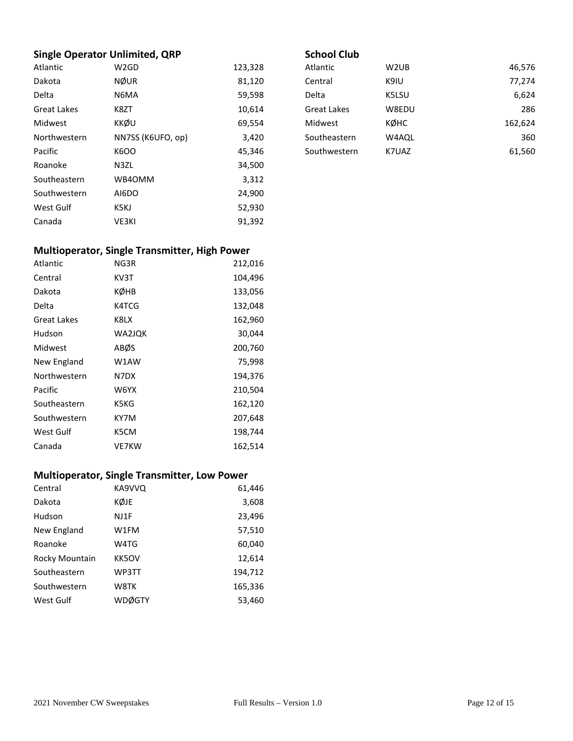### Single Operator Unlimited, QRP

| | | |
|---|---|---|
| Atlantic | W2GD | 123,328 |
| Dakota | NØUR | 81,120 |
| Delta | N6MA | 59,598 |
| Great Lakes | K8ZT | 10,614 |
| Midwest | KKØU | 69,554 |
| Northwestern | NN7SS (K6UFO, op) | 3,420 |
| Pacific | K6OO | 45,346 |
| Roanoke | N3ZL | 34,500 |
| Southeastern | WB4OMM | 3,312 |
| Southwestern | AI6DO | 24,900 |
| West Gulf | K5KJ | 52,930 |
| Canada | VE3KI | 91,392 |

### Multioperator, Single Transmitter, High Power

| | | |
|---|---|---|
| Atlantic | NG3R | 212,016 |
| Central | KV3T | 104,496 |
| Dakota | KØHB | 133,056 |
| Delta | K4TCG | 132,048 |
| Great Lakes | K8LX | 162,960 |
| Hudson | WA2JQK | 30,044 |
| Midwest | ABØS | 200,760 |
| New England | W1AW | 75,998 |
| Northwestern | N7DX | 194,376 |
| Pacific | W6YX | 210,504 |
| Southeastern | K5KG | 162,120 |
| Southwestern | KY7M | 207,648 |
| West Gulf | K5CM | 198,744 |
| Canada | VE7KW | 162,514 |

### Multioperator, Single Transmitter, Low Power

| | | |
|---|---|---|
| Central | KA9VVQ | 61,446 |
| Dakota | KØJE | 3,608 |
| Hudson | NJ1F | 23,496 |
| New England | W1FM | 57,510 |
| Roanoke | W4TG | 60,040 |
| Rocky Mountain | KK5OV | 12,614 |
| Southeastern | WP3TT | 194,712 |
| Southwestern | W8TK | 165,336 |
| West Gulf | WDØGTY | 53,460 |

### School Club

| | | |
|---|---|---|
| Atlantic | W2UB | 46,576 |
| Central | K9IU | 77,274 |
| Delta | K5LSU | 6,624 |
| Great Lakes | W8EDU | 286 |
| Midwest | KØHC | 162,624 |
| Southeastern | W4AQL | 360 |
| Southwestern | K7UAZ | 61,560 |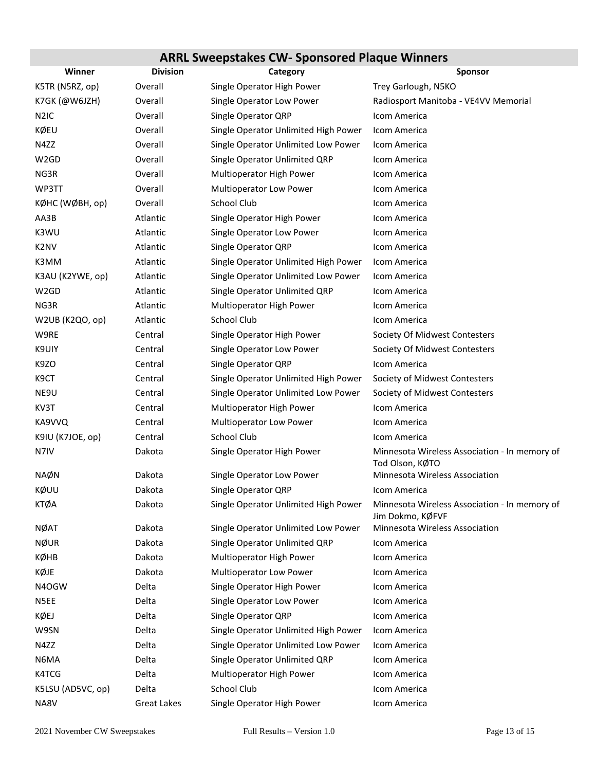## ARRL Sweepstakes CW- Sponsored Plaque Winners

| Winner | Division | Category | Sponsor |
|---|---|---|---|
| K5TR (N5RZ, op) | Overall | Single Operator High Power | Trey Garlough, N5KO |
| K7GK (@W6JZH) | Overall | Single Operator Low Power | Radiosport Manitoba - VE4VV Memorial |
| N2IC | Overall | Single Operator QRP | Icom America |
| KØEU | Overall | Single Operator Unlimited High Power | Icom America |
| N4ZZ | Overall | Single Operator Unlimited Low Power | Icom America |
| W2GD | Overall | Single Operator Unlimited QRP | Icom America |
| NG3R | Overall | Multioperator High Power | Icom America |
| WP3TT | Overall | Multioperator Low Power | Icom America |
| KØHC (WØBH, op) | Overall | School Club | Icom America |
| AA3B | Atlantic | Single Operator High Power | Icom America |
| K3WU | Atlantic | Single Operator Low Power | Icom America |
| K2NV | Atlantic | Single Operator QRP | Icom America |
| K3MM | Atlantic | Single Operator Unlimited High Power | Icom America |
| K3AU (K2YWE, op) | Atlantic | Single Operator Unlimited Low Power | Icom America |
| W2GD | Atlantic | Single Operator Unlimited QRP | Icom America |
| NG3R | Atlantic | Multioperator High Power | Icom America |
| W2UB (K2QO, op) | Atlantic | School Club | Icom America |
| W9RE | Central | Single Operator High Power | Society Of Midwest Contesters |
| K9UIY | Central | Single Operator Low Power | Society Of Midwest Contesters |
| K9ZO | Central | Single Operator QRP | Icom America |
| K9CT | Central | Single Operator Unlimited High Power | Society of Midwest Contesters |
| NE9U | Central | Single Operator Unlimited Low Power | Society of Midwest Contesters |
| KV3T | Central | Multioperator High Power | Icom America |
| KA9VVQ | Central | Multioperator Low Power | Icom America |
| K9IU (K7JOE, op) | Central | School Club | Icom America |
| N7IV | Dakota | Single Operator High Power | Minnesota Wireless Association - In memory of Tod Olson, KØTO |
| NAØN | Dakota | Single Operator Low Power | Minnesota Wireless Association |
| KØUU | Dakota | Single Operator QRP | Icom America |
| KTØA | Dakota | Single Operator Unlimited High Power | Minnesota Wireless Association - In memory of Jim Dokmo, KØFVF |
| NØAT | Dakota | Single Operator Unlimited Low Power | Minnesota Wireless Association |
| NØUR | Dakota | Single Operator Unlimited QRP | Icom America |
| KØHB | Dakota | Multioperator High Power | Icom America |
| KØJE | Dakota | Multioperator Low Power | Icom America |
| N4OGW | Delta | Single Operator High Power | Icom America |
| N5EE | Delta | Single Operator Low Power | Icom America |
| KØEJ | Delta | Single Operator QRP | Icom America |
| W9SN | Delta | Single Operator Unlimited High Power | Icom America |
| N4ZZ | Delta | Single Operator Unlimited Low Power | Icom America |
| N6MA | Delta | Single Operator Unlimited QRP | Icom America |
| K4TCG | Delta | Multioperator High Power | Icom America |
| K5LSU (AD5VC, op) | Delta | School Club | Icom America |
| NA8V | Great Lakes | Single Operator High Power | Icom America |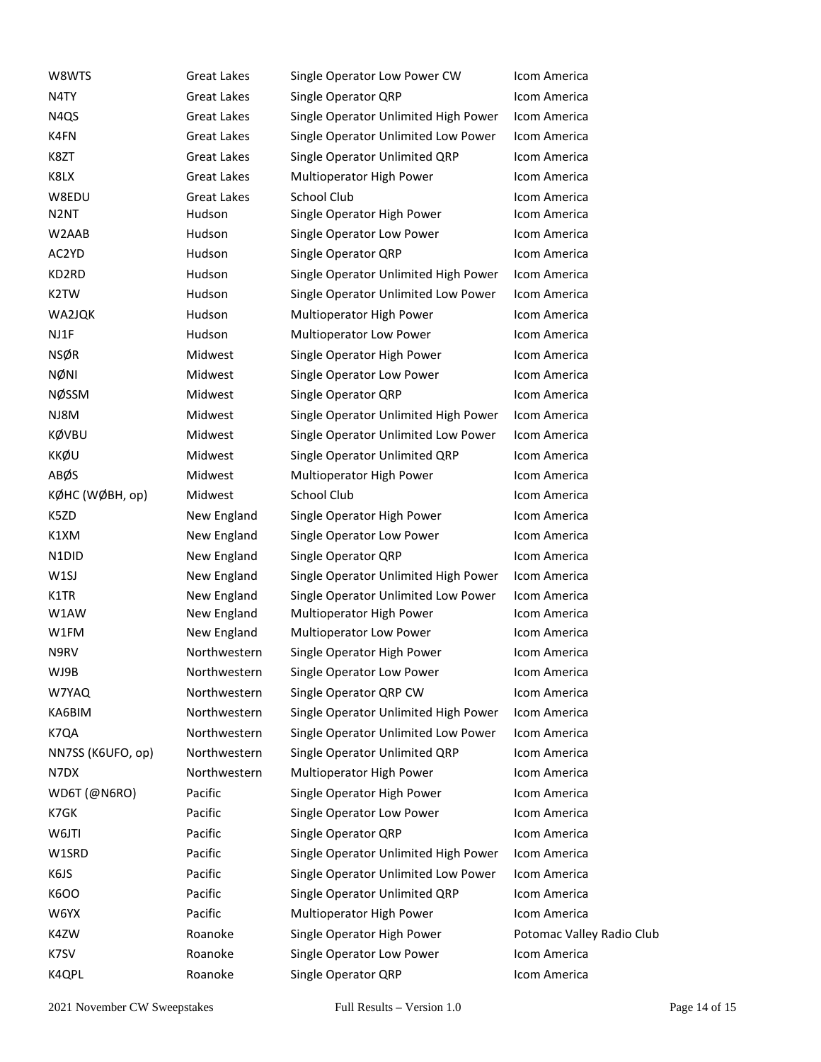| | | | |
|---|---|---|---|
| W8WTS | Great Lakes | Single Operator Low Power CW | Icom America |
| N4TY | Great Lakes | Single Operator QRP | Icom America |
| N4QS | Great Lakes | Single Operator Unlimited High Power | Icom America |
| K4FN | Great Lakes | Single Operator Unlimited Low Power | Icom America |
| K8ZT | Great Lakes | Single Operator Unlimited QRP | Icom America |
| K8LX | Great Lakes | Multioperator High Power | Icom America |
| W8EDU | Great Lakes | School Club | Icom America |
| N2NT | Hudson | Single Operator High Power | Icom America |
| W2AAB | Hudson | Single Operator Low Power | Icom America |
| AC2YD | Hudson | Single Operator QRP | Icom America |
| KD2RD | Hudson | Single Operator Unlimited High Power | Icom America |
| K2TW | Hudson | Single Operator Unlimited Low Power | Icom America |
| WA2JQK | Hudson | Multioperator High Power | Icom America |
| NJ1F | Hudson | Multioperator Low Power | Icom America |
| NSØR | Midwest | Single Operator High Power | Icom America |
| NØNI | Midwest | Single Operator Low Power | Icom America |
| NØSSM | Midwest | Single Operator QRP | Icom America |
| NJ8M | Midwest | Single Operator Unlimited High Power | Icom America |
| KØVBU | Midwest | Single Operator Unlimited Low Power | Icom America |
| KKØU | Midwest | Single Operator Unlimited QRP | Icom America |
| ABØS | Midwest | Multioperator High Power | Icom America |
| KØHC (WØBH, op) | Midwest | School Club | Icom America |
| K5ZD | New England | Single Operator High Power | Icom America |
| K1XM | New England | Single Operator Low Power | Icom America |
| N1DID | New England | Single Operator QRP | Icom America |
| W1SJ | New England | Single Operator Unlimited High Power | Icom America |
| K1TR | New England | Single Operator Unlimited Low Power | Icom America |
| W1AW | New England | Multioperator High Power | Icom America |
| W1FM | New England | Multioperator Low Power | Icom America |
| N9RV | Northwestern | Single Operator High Power | Icom America |
| WJ9B | Northwestern | Single Operator Low Power | Icom America |
| W7YAQ | Northwestern | Single Operator QRP CW | Icom America |
| KA6BIM | Northwestern | Single Operator Unlimited High Power | Icom America |
| K7QA | Northwestern | Single Operator Unlimited Low Power | Icom America |
| NN7SS (K6UFO, op) | Northwestern | Single Operator Unlimited QRP | Icom America |
| N7DX | Northwestern | Multioperator High Power | Icom America |
| WD6T (@N6RO) | Pacific | Single Operator High Power | Icom America |
| K7GK | Pacific | Single Operator Low Power | Icom America |
| W6JTI | Pacific | Single Operator QRP | Icom America |
| W1SRD | Pacific | Single Operator Unlimited High Power | Icom America |
| K6JS | Pacific | Single Operator Unlimited Low Power | Icom America |
| K6OO | Pacific | Single Operator Unlimited QRP | Icom America |
| W6YX | Pacific | Multioperator High Power | Icom America |
| K4ZW | Roanoke | Single Operator High Power | Potomac Valley Radio Club |
| K7SV | Roanoke | Single Operator Low Power | Icom America |
| K4QPL | Roanoke | Single Operator QRP | Icom America |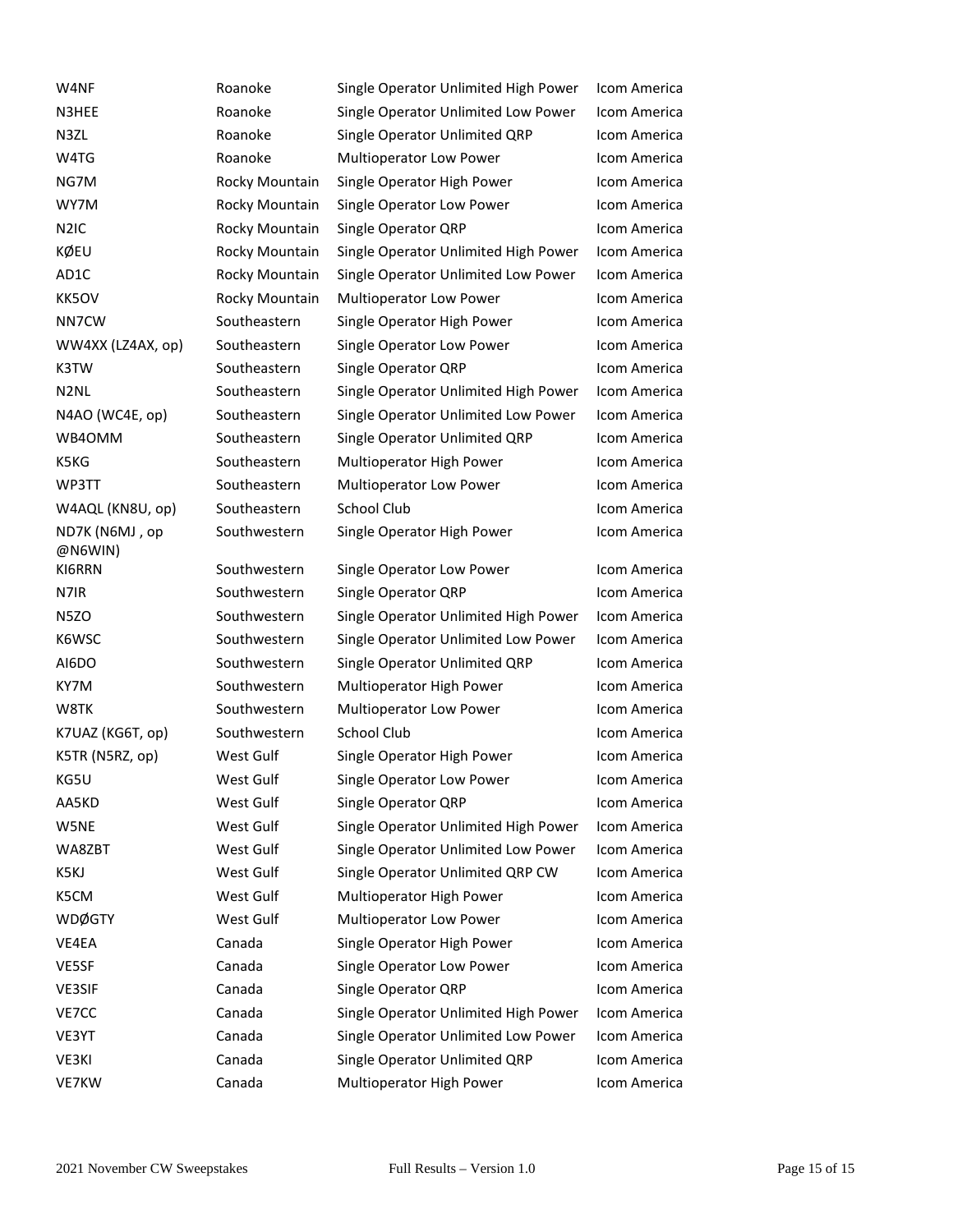| | | | |
|---|---|---|---|
| W4NF | Roanoke | Single Operator Unlimited High Power | Icom America |
| N3HEE | Roanoke | Single Operator Unlimited Low Power | Icom America |
| N3ZL | Roanoke | Single Operator Unlimited QRP | Icom America |
| W4TG | Roanoke | Multioperator Low Power | Icom America |
| NG7M | Rocky Mountain | Single Operator High Power | Icom America |
| WY7M | Rocky Mountain | Single Operator Low Power | Icom America |
| N2IC | Rocky Mountain | Single Operator QRP | Icom America |
| KØEU | Rocky Mountain | Single Operator Unlimited High Power | Icom America |
| AD1C | Rocky Mountain | Single Operator Unlimited Low Power | Icom America |
| KK5OV | Rocky Mountain | Multioperator Low Power | Icom America |
| NN7CW | Southeastern | Single Operator High Power | Icom America |
| WW4XX (LZ4AX, op) | Southeastern | Single Operator Low Power | Icom America |
| K3TW | Southeastern | Single Operator QRP | Icom America |
| N2NL | Southeastern | Single Operator Unlimited High Power | Icom America |
| N4AO (WC4E, op) | Southeastern | Single Operator Unlimited Low Power | Icom America |
| WB4OMM | Southeastern | Single Operator Unlimited QRP | Icom America |
| K5KG | Southeastern | Multioperator High Power | Icom America |
| WP3TT | Southeastern | Multioperator Low Power | Icom America |
| W4AQL (KN8U, op) | Southeastern | School Club | Icom America |
| ND7K (N6MJ , op @N6WIN) | Southwestern | Single Operator High Power | Icom America |
| KI6RRN | Southwestern | Single Operator Low Power | Icom America |
| N7IR | Southwestern | Single Operator QRP | Icom America |
| N5ZO | Southwestern | Single Operator Unlimited High Power | Icom America |
| K6WSC | Southwestern | Single Operator Unlimited Low Power | Icom America |
| AI6DO | Southwestern | Single Operator Unlimited QRP | Icom America |
| KY7M | Southwestern | Multioperator High Power | Icom America |
| W8TK | Southwestern | Multioperator Low Power | Icom America |
| K7UAZ (KG6T, op) | Southwestern | School Club | Icom America |
| K5TR (N5RZ, op) | West Gulf | Single Operator High Power | Icom America |
| KG5U | West Gulf | Single Operator Low Power | Icom America |
| AA5KD | West Gulf | Single Operator QRP | Icom America |
| W5NE | West Gulf | Single Operator Unlimited High Power | Icom America |
| WA8ZBT | West Gulf | Single Operator Unlimited Low Power | Icom America |
| K5KJ | West Gulf | Single Operator Unlimited QRP CW | Icom America |
| K5CM | West Gulf | Multioperator High Power | Icom America |
| WDØGTY | West Gulf | Multioperator Low Power | Icom America |
| VE4EA | Canada | Single Operator High Power | Icom America |
| VE5SF | Canada | Single Operator Low Power | Icom America |
| VE3SIF | Canada | Single Operator QRP | Icom America |
| VE7CC | Canada | Single Operator Unlimited High Power | Icom America |
| VE3YT | Canada | Single Operator Unlimited Low Power | Icom America |
| VE3KI | Canada | Single Operator Unlimited QRP | Icom America |
| VE7KW | Canada | Multioperator High Power | Icom America |